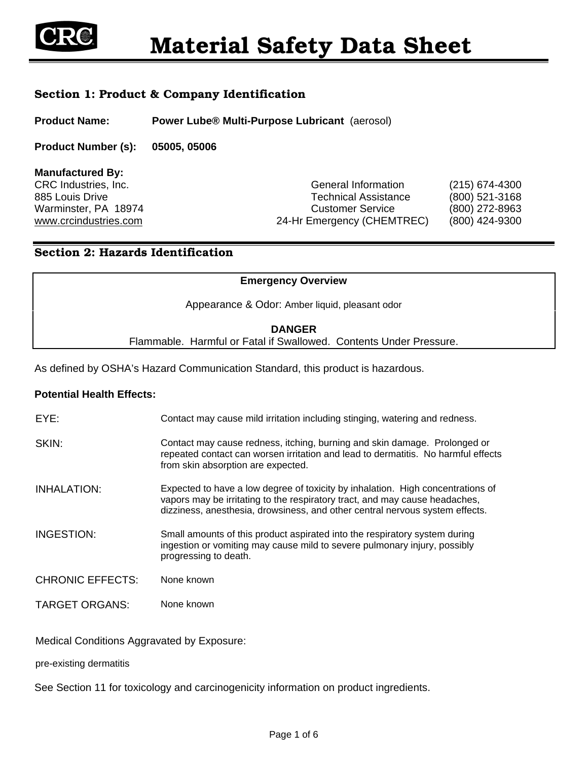# Material Safety Data Sheet

## Section 1: Product & Company Identification

**Product Name:** **Power Lube® Multi-Purpose Lubricant** (aerosol)

**Product Number (s):** **05005, 05006**

**Manufactured By:**
CRC Industries, Inc.
885 Louis Drive
Warminster, PA 18974
www.crcindustries.com

| | |
|---|---|
| General Information | (215) 674-4300 |
| Technical Assistance | (800) 521-3168 |
| Customer Service | (800) 272-8963 |
| 24-Hr Emergency (CHEMTREC) | (800) 424-9300 |

## Section 2: Hazards Identification

**Emergency Overview**

Appearance & Odor: Amber liquid, pleasant odor

**DANGER**
Flammable. Harmful or Fatal if Swallowed. Contents Under Pressure.

As defined by OSHA's Hazard Communication Standard, this product is hazardous.

**Potential Health Effects:**

| | |
|---|---|
| EYE: | Contact may cause mild irritation including stinging, watering and redness. |
| SKIN: | Contact may cause redness, itching, burning and skin damage. Prolonged or repeated contact can worsen irritation and lead to dermatitis. No harmful effects from skin absorption are expected. |
| INHALATION: | Expected to have a low degree of toxicity by inhalation. High concentrations of vapors may be irritating to the respiratory tract, and may cause headaches, dizziness, anesthesia, drowsiness, and other central nervous system effects. |
| INGESTION: | Small amounts of this product aspirated into the respiratory system during ingestion or vomiting may cause mild to severe pulmonary injury, possibly progressing to death. |
| CHRONIC EFFECTS: | None known |
| TARGET ORGANS: | None known |

Medical Conditions Aggravated by Exposure:

pre-existing dermatitis

See Section 11 for toxicology and carcinogenicity information on product ingredients.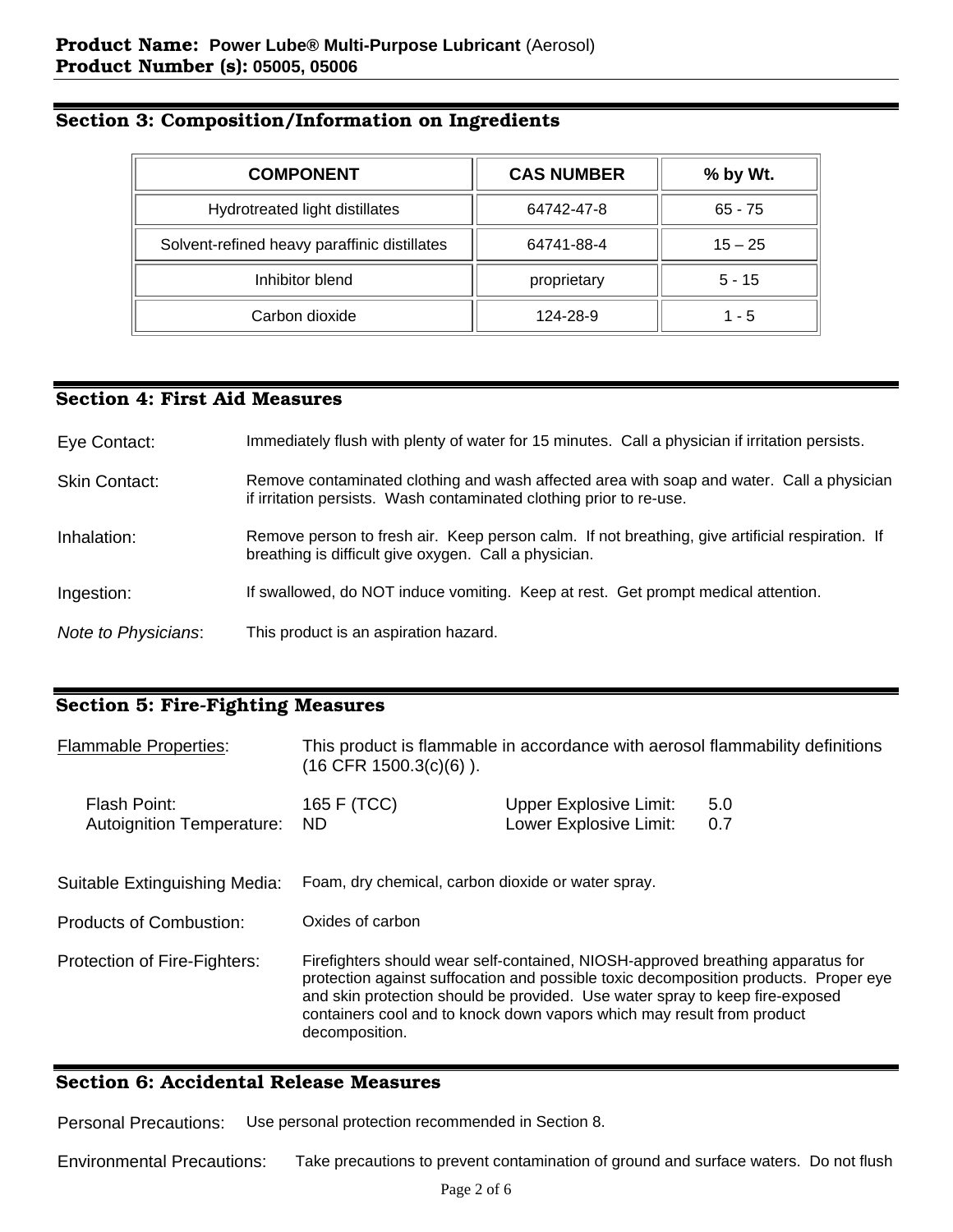**Product Name: Power Lube® Multi-Purpose Lubricant** (Aerosol)
**Product Number (s): 05005, 05006**

## Section 3: Composition/Information on Ingredients

| COMPONENT | CAS NUMBER | % by Wt. |
|---|---|---|
| Hydrotreated light distillates | 64742-47-8 | 65 - 75 |
| Solvent-refined heavy paraffinic distillates | 64741-88-4 | 15 – 25 |
| Inhibitor blend | proprietary | 5 - 15 |
| Carbon dioxide | 124-28-9 | 1 - 5 |

## Section 4: First Aid Measures

Eye Contact: Immediately flush with plenty of water for 15 minutes. Call a physician if irritation persists.

Skin Contact: Remove contaminated clothing and wash affected area with soap and water. Call a physician if irritation persists. Wash contaminated clothing prior to re-use.

Inhalation: Remove person to fresh air. Keep person calm. If not breathing, give artificial respiration. If breathing is difficult give oxygen. Call a physician.

Ingestion: If swallowed, do NOT induce vomiting. Keep at rest. Get prompt medical attention.

*Note to Physicians*: This product is an aspiration hazard.

## Section 5: Fire-Fighting Measures

Flammable Properties: This product is flammable in accordance with aerosol flammability definitions (16 CFR 1500.3(c)(6) ).

Flash Point: 165 F (TCC) Upper Explosive Limit: 5.0
Autoignition Temperature: ND Lower Explosive Limit: 0.7

Suitable Extinguishing Media: Foam, dry chemical, carbon dioxide or water spray.

Products of Combustion: Oxides of carbon

Protection of Fire-Fighters: Firefighters should wear self-contained, NIOSH-approved breathing apparatus for protection against suffocation and possible toxic decomposition products. Proper eye and skin protection should be provided. Use water spray to keep fire-exposed containers cool and to knock down vapors which may result from product decomposition.

## Section 6: Accidental Release Measures

Personal Precautions: Use personal protection recommended in Section 8.

Environmental Precautions: Take precautions to prevent contamination of ground and surface waters. Do not flush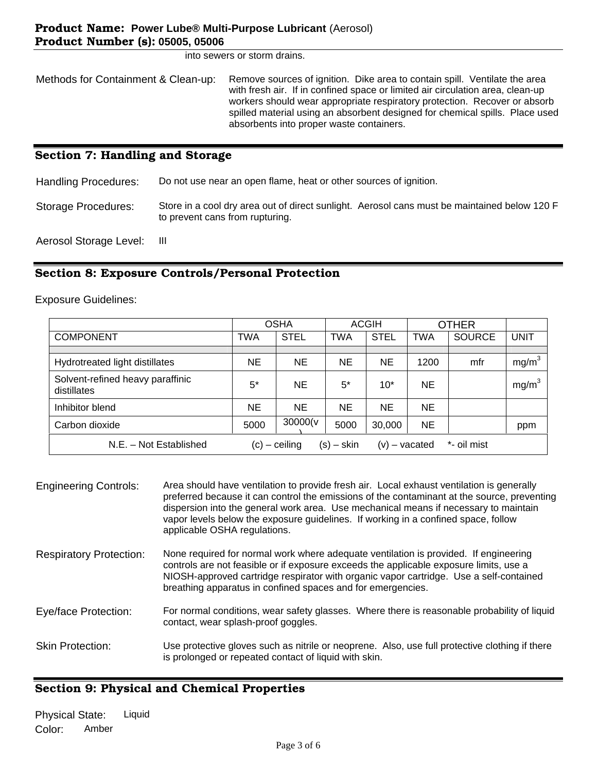into sewers or storm drains.

Methods for Containment & Clean-up: Remove sources of ignition. Dike area to contain spill. Ventilate the area with fresh air. If in confined space or limited air circulation area, clean-up workers should wear appropriate respiratory protection. Recover or absorb spilled material using an absorbent designed for chemical spills. Place used absorbents into proper waste containers.

## Section 7: Handling and Storage

Handling Procedures: Do not use near an open flame, heat or other sources of ignition.

Storage Procedures: Store in a cool dry area out of direct sunlight. Aerosol cans must be maintained below 120 F to prevent cans from rupturing.

Aerosol Storage Level: III

## Section 8: Exposure Controls/Personal Protection

Exposure Guidelines:

| | OSHA | | ACGIH | | OTHER | | |
|---|---|---|---|---|---|---|---|
| COMPONENT | TWA | STEL | TWA | STEL | TWA | SOURCE | UNIT |
| Hydrotreated light distillates | NE | NE | NE | NE | 1200 | mfr | $mg/m^3$ |
| Solvent-refined heavy paraffinic distillates | 5* | NE | 5* | 10* | NE | | $mg/m^3$ |
| Inhibitor blend | NE | NE | NE | NE | NE | | |
| Carbon dioxide | 5000 | 30000(v) | 5000 | 30,000 | NE | | ppm |

N.E. – Not Established (c) – ceiling (s) – skin (v) – vacated *- oil mist

Engineering Controls: Area should have ventilation to provide fresh air. Local exhaust ventilation is generally preferred because it can control the emissions of the contaminant at the source, preventing dispersion into the general work area. Use mechanical means if necessary to maintain vapor levels below the exposure guidelines. If working in a confined space, follow applicable OSHA regulations.

Respiratory Protection: None required for normal work where adequate ventilation is provided. If engineering controls are not feasible or if exposure exceeds the applicable exposure limits, use a NIOSH-approved cartridge respirator with organic vapor cartridge. Use a self-contained breathing apparatus in confined spaces and for emergencies.

Eye/face Protection: For normal conditions, wear safety glasses. Where there is reasonable probability of liquid contact, wear splash-proof goggles.

Skin Protection: Use protective gloves such as nitrile or neoprene. Also, use full protective clothing if there is prolonged or repeated contact of liquid with skin.

## Section 9: Physical and Chemical Properties

Physical State: Liquid

Color: Amber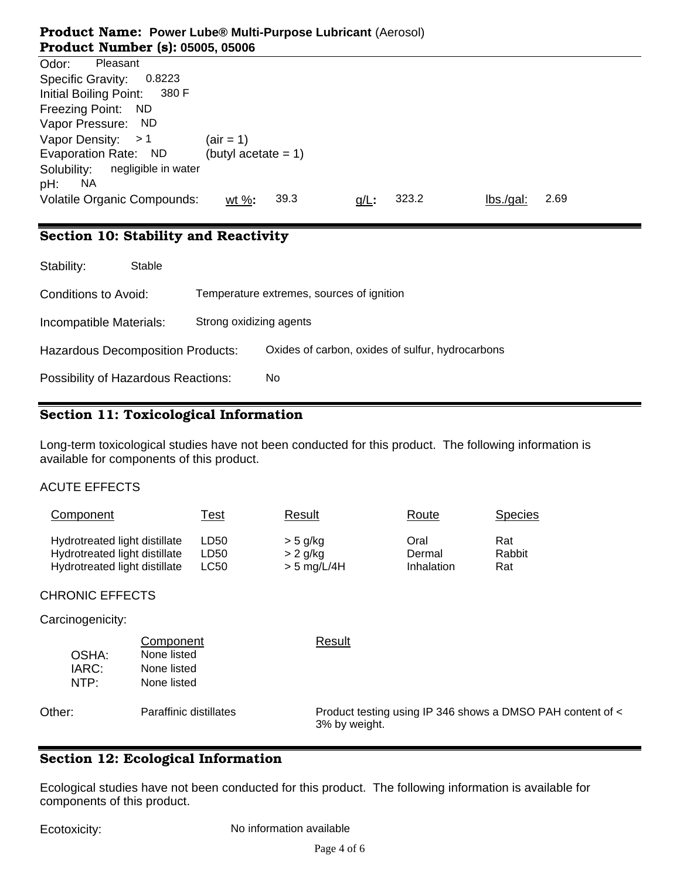Odor: Pleasant

Specific Gravity: 0.8223

Initial Boiling Point: 380 F

Freezing Point: ND

Vapor Pressure: ND

Vapor Density: > 1 (air = 1)

Evaporation Rate: ND (butyl acetate = 1)

Solubility: negligible in water

pH: NA

Volatile Organic Compounds: wt %: 39.3 g/L: 323.2 lbs./gal: 2.69

## Section 10: Stability and Reactivity

Stability: Stable

Conditions to Avoid: Temperature extremes, sources of ignition

Incompatible Materials: Strong oxidizing agents

Hazardous Decomposition Products: Oxides of carbon, oxides of sulfur, hydrocarbons

Possibility of Hazardous Reactions: No

## Section 11: Toxicological Information

Long-term toxicological studies have not been conducted for this product. The following information is available for components of this product.

ACUTE EFFECTS

| Component | Test | Result | Route | Species |
|---|---|---|---|---|
| Hydrotreated light distillate | LD50 | > 5 g/kg | Oral | Rat |
| Hydrotreated light distillate | LD50 | > 2 g/kg | Dermal | Rabbit |
| Hydrotreated light distillate | LC50 | > 5 mg/L/4H | Inhalation | Rat |

CHRONIC EFFECTS

Carcinogenicity:

| | Component | Result |
|---|---|---|
| OSHA: | None listed | |
| IARC: | None listed | |
| NTP: | None listed | |

Other: Paraffinic distillates — Product testing using IP 346 shows a DMSO PAH content of < 3% by weight.

## Section 12: Ecological Information

Ecological studies have not been conducted for this product. The following information is available for components of this product.

Ecotoxicity: No information available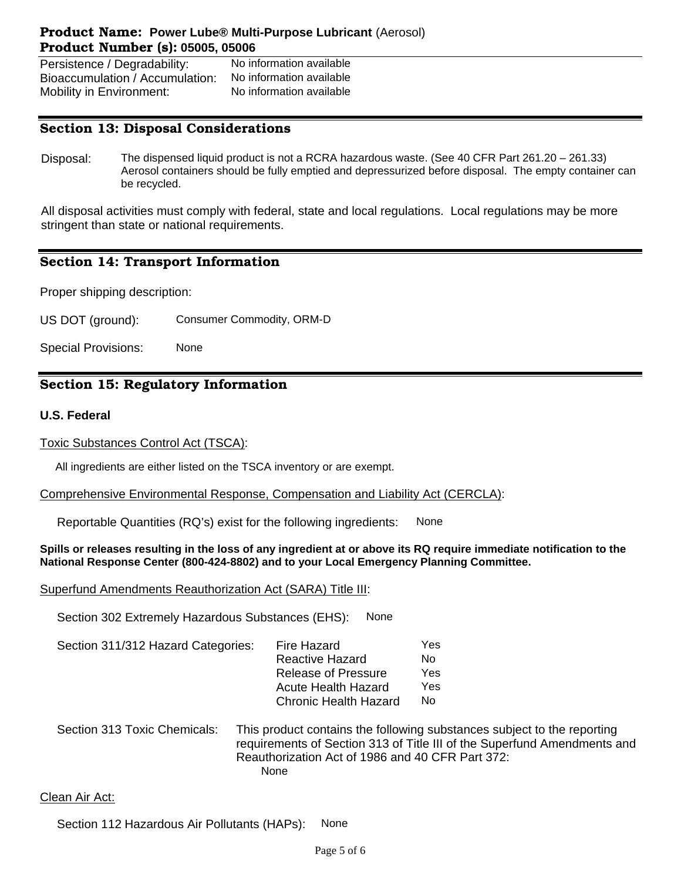| | |
|---|---|
| Persistence / Degradability: | No information available |
| Bioaccumulation / Accumulation: | No information available |
| Mobility in Environment: | No information available |

## Section 13: Disposal Considerations

Disposal: The dispensed liquid product is not a RCRA hazardous waste. (See 40 CFR Part 261.20 – 261.33) Aerosol containers should be fully emptied and depressurized before disposal. The empty container can be recycled.

All disposal activities must comply with federal, state and local regulations. Local regulations may be more stringent than state or national requirements.

## Section 14: Transport Information

Proper shipping description:

US DOT (ground): Consumer Commodity, ORM-D

Special Provisions: None

## Section 15: Regulatory Information

**U.S. Federal**

Toxic Substances Control Act (TSCA):

All ingredients are either listed on the TSCA inventory or are exempt.

Comprehensive Environmental Response, Compensation and Liability Act (CERCLA):

Reportable Quantities (RQ's) exist for the following ingredients: None

**Spills or releases resulting in the loss of any ingredient at or above its RQ require immediate notification to the National Response Center (800-424-8802) and to your Local Emergency Planning Committee.**

Superfund Amendments Reauthorization Act (SARA) Title III:

Section 302 Extremely Hazardous Substances (EHS): None

Section 311/312 Hazard Categories:

| | |
|---|---|
| Fire Hazard | Yes |
| Reactive Hazard | No |
| Release of Pressure | Yes |
| Acute Health Hazard | Yes |
| Chronic Health Hazard | No |

Section 313 Toxic Chemicals: This product contains the following substances subject to the reporting requirements of Section 313 of Title III of the Superfund Amendments and Reauthorization Act of 1986 and 40 CFR Part 372:
None

Clean Air Act:

Section 112 Hazardous Air Pollutants (HAPs): None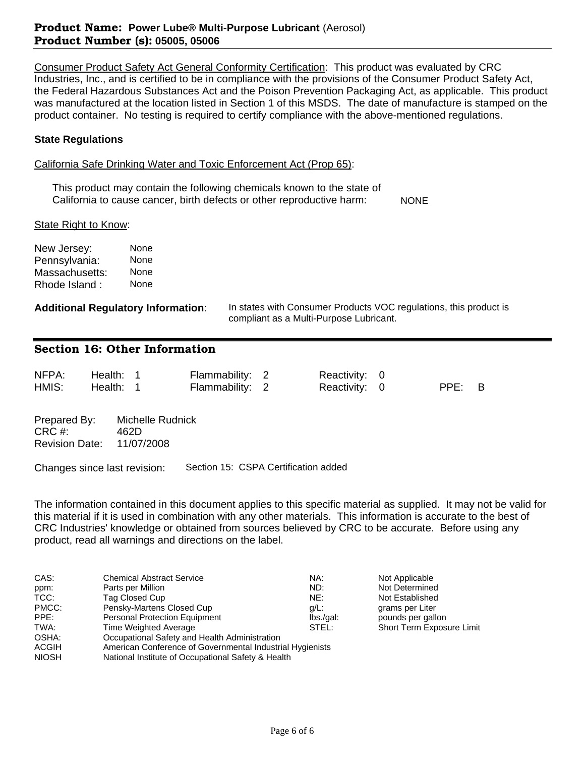Consumer Product Safety Act General Conformity Certification: This product was evaluated by CRC Industries, Inc., and is certified to be in compliance with the provisions of the Consumer Product Safety Act, the Federal Hazardous Substances Act and the Poison Prevention Packaging Act, as applicable. This product was manufactured at the location listed in Section 1 of this MSDS. The date of manufacture is stamped on the product container. No testing is required to certify compliance with the above-mentioned regulations.

**State Regulations**

California Safe Drinking Water and Toxic Enforcement Act (Prop 65):

This product may contain the following chemicals known to the state of California to cause cancer, birth defects or other reproductive harm: NONE

State Right to Know:

| | |
|---|---|
| New Jersey: | None |
| Pennsylvania: | None |
| Massachusetts: | None |
| Rhode Island : | None |

**Additional Regulatory Information**: In states with Consumer Products VOC regulations, this product is compliant as a Multi-Purpose Lubricant.

## Section 16: Other Information

| | | | | |
|---|---|---|---|---|
| NFPA: | Health: 1 | Flammability: 2 | Reactivity: 0 | |
| HMIS: | Health: 1 | Flammability: 2 | Reactivity: 0 | PPE: B |

| | |
|---|---|
| Prepared By: | Michelle Rudnick |
| CRC #: | 462D |
| Revision Date: | 11/07/2008 |

Changes since last revision: Section 15: CSPA Certification added

The information contained in this document applies to this specific material as supplied. It may not be valid for this material if it is used in combination with any other materials. This information is accurate to the best of CRC Industries' knowledge or obtained from sources believed by CRC to be accurate. Before using any product, read all warnings and directions on the label.

| | | | |
|---|---|---|---|
| CAS: | Chemical Abstract Service | NA: | Not Applicable |
| ppm: | Parts per Million | ND: | Not Determined |
| TCC: | Tag Closed Cup | NE: | Not Established |
| PMCC: | Pensky-Martens Closed Cup | g/L: | grams per Liter |
| PPE: | Personal Protection Equipment | lbs./gal: | pounds per gallon |
| TWA: | Time Weighted Average | STEL: | Short Term Exposure Limit |
| OSHA: | Occupational Safety and Health Administration | | |
| ACGIH | American Conference of Governmental Industrial Hygienists | | |
| NIOSH | National Institute of Occupational Safety & Health | | |